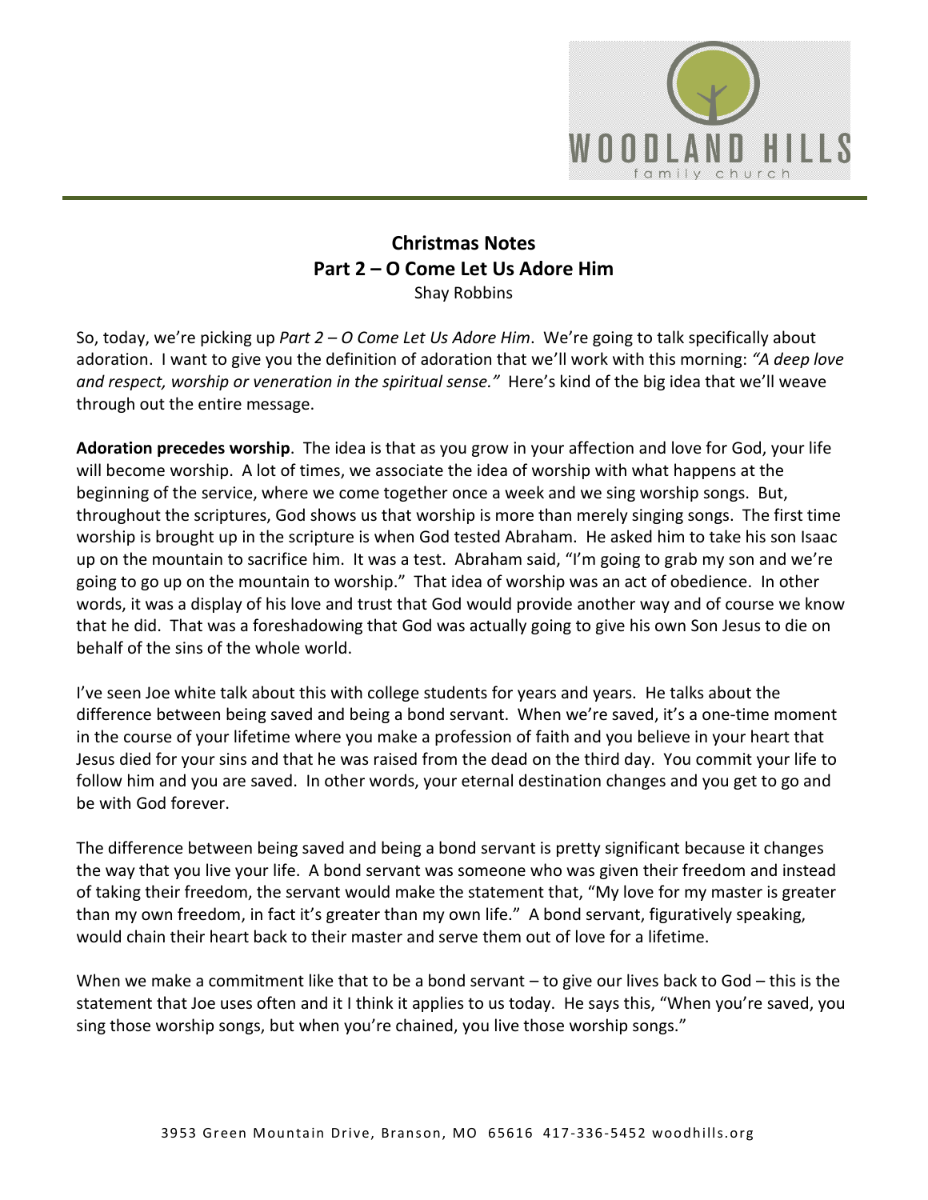# Christmas Notes
## Part 2 – O Come Let Us Adore Him
Shay Robbins

So, today, we're picking up *Part 2 – O Come Let Us Adore Him*. We're going to talk specifically about adoration. I want to give you the definition of adoration that we'll work with this morning: *"A deep love and respect, worship or veneration in the spiritual sense."* Here's kind of the big idea that we'll weave through out the entire message.

**Adoration precedes worship**. The idea is that as you grow in your affection and love for God, your life will become worship. A lot of times, we associate the idea of worship with what happens at the beginning of the service, where we come together once a week and we sing worship songs. But, throughout the scriptures, God shows us that worship is more than merely singing songs. The first time worship is brought up in the scripture is when God tested Abraham. He asked him to take his son Isaac up on the mountain to sacrifice him. It was a test. Abraham said, "I'm going to grab my son and we're going to go up on the mountain to worship." That idea of worship was an act of obedience. In other words, it was a display of his love and trust that God would provide another way and of course we know that he did. That was a foreshadowing that God was actually going to give his own Son Jesus to die on behalf of the sins of the whole world.

I've seen Joe white talk about this with college students for years and years. He talks about the difference between being saved and being a bond servant. When we're saved, it's a one-time moment in the course of your lifetime where you make a profession of faith and you believe in your heart that Jesus died for your sins and that he was raised from the dead on the third day. You commit your life to follow him and you are saved. In other words, your eternal destination changes and you get to go and be with God forever.

The difference between being saved and being a bond servant is pretty significant because it changes the way that you live your life. A bond servant was someone who was given their freedom and instead of taking their freedom, the servant would make the statement that, "My love for my master is greater than my own freedom, in fact it's greater than my own life." A bond servant, figuratively speaking, would chain their heart back to their master and serve them out of love for a lifetime.

When we make a commitment like that to be a bond servant – to give our lives back to God – this is the statement that Joe uses often and it I think it applies to us today. He says this, "When you're saved, you sing those worship songs, but when you're chained, you live those worship songs."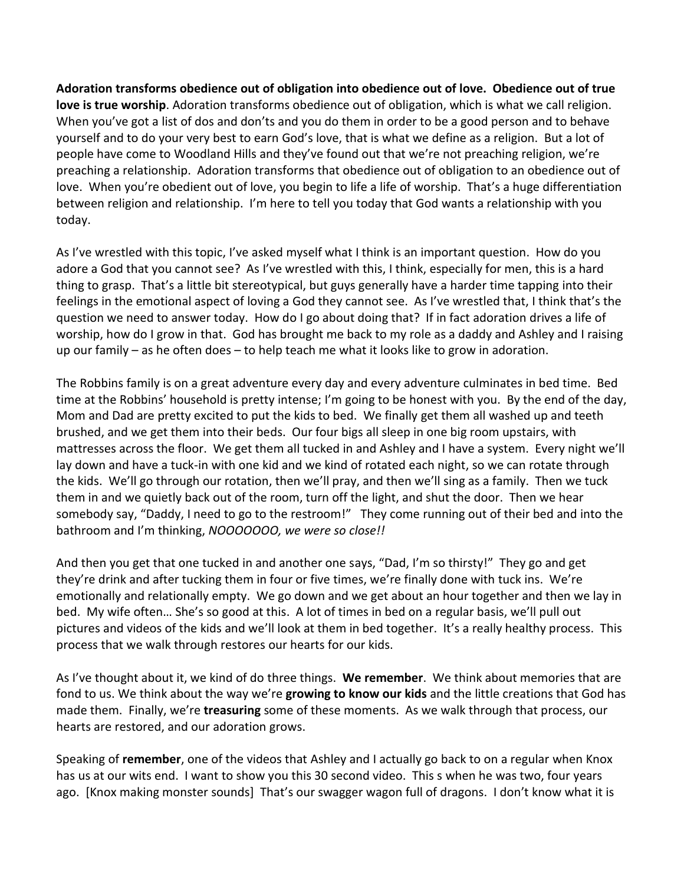**Adoration transforms obedience out of obligation into obedience out of love. Obedience out of true love is true worship**. Adoration transforms obedience out of obligation, which is what we call religion. When you've got a list of dos and don'ts and you do them in order to be a good person and to behave yourself and to do your very best to earn God's love, that is what we define as a religion. But a lot of people have come to Woodland Hills and they've found out that we're not preaching religion, we're preaching a relationship. Adoration transforms that obedience out of obligation to an obedience out of love. When you're obedient out of love, you begin to life a life of worship. That's a huge differentiation between religion and relationship. I'm here to tell you today that God wants a relationship with you today.

As I've wrestled with this topic, I've asked myself what I think is an important question. How do you adore a God that you cannot see? As I've wrestled with this, I think, especially for men, this is a hard thing to grasp. That's a little bit stereotypical, but guys generally have a harder time tapping into their feelings in the emotional aspect of loving a God they cannot see. As I've wrestled that, I think that's the question we need to answer today. How do I go about doing that? If in fact adoration drives a life of worship, how do I grow in that. God has brought me back to my role as a daddy and Ashley and I raising up our family – as he often does – to help teach me what it looks like to grow in adoration.

The Robbins family is on a great adventure every day and every adventure culminates in bed time. Bed time at the Robbins' household is pretty intense; I'm going to be honest with you. By the end of the day, Mom and Dad are pretty excited to put the kids to bed. We finally get them all washed up and teeth brushed, and we get them into their beds. Our four bigs all sleep in one big room upstairs, with mattresses across the floor. We get them all tucked in and Ashley and I have a system. Every night we'll lay down and have a tuck-in with one kid and we kind of rotated each night, so we can rotate through the kids. We'll go through our rotation, then we'll pray, and then we'll sing as a family. Then we tuck them in and we quietly back out of the room, turn off the light, and shut the door. Then we hear somebody say, "Daddy, I need to go to the restroom!" They come running out of their bed and into the bathroom and I'm thinking, *NOOOOOOO, we were so close!!*

And then you get that one tucked in and another one says, "Dad, I'm so thirsty!" They go and get they're drink and after tucking them in four or five times, we're finally done with tuck ins. We're emotionally and relationally empty. We go down and we get about an hour together and then we lay in bed. My wife often… She's so good at this. A lot of times in bed on a regular basis, we'll pull out pictures and videos of the kids and we'll look at them in bed together. It's a really healthy process. This process that we walk through restores our hearts for our kids.

As I've thought about it, we kind of do three things. **We remember**. We think about memories that are fond to us. We think about the way we're **growing to know our kids** and the little creations that God has made them. Finally, we're **treasuring** some of these moments. As we walk through that process, our hearts are restored, and our adoration grows.

Speaking of **remember**, one of the videos that Ashley and I actually go back to on a regular when Knox has us at our wits end. I want to show you this 30 second video. This s when he was two, four years ago. [Knox making monster sounds] That's our swagger wagon full of dragons. I don't know what it is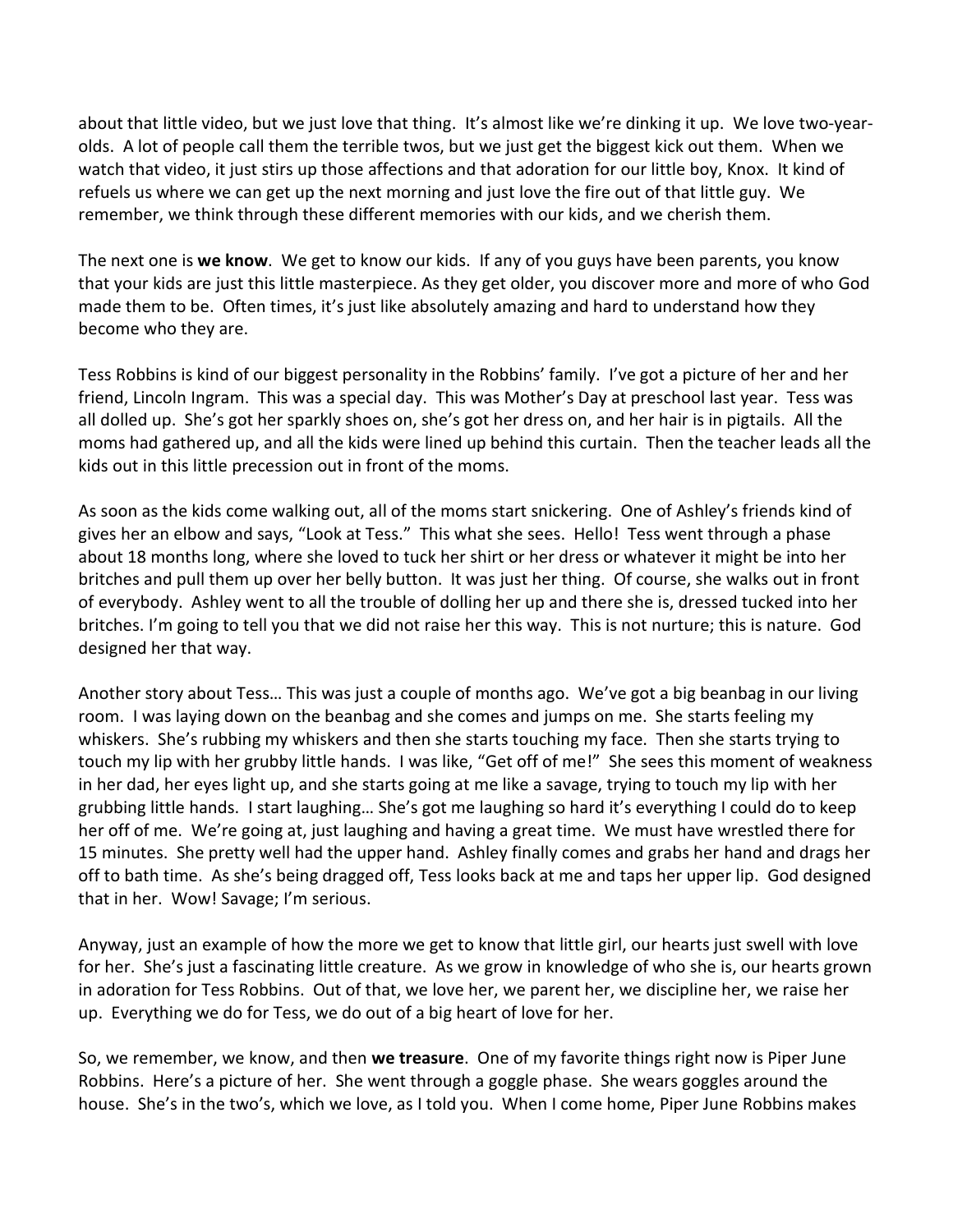about that little video, but we just love that thing. It's almost like we're dinking it up. We love two-year-olds. A lot of people call them the terrible twos, but we just get the biggest kick out them. When we watch that video, it just stirs up those affections and that adoration for our little boy, Knox. It kind of refuels us where we can get up the next morning and just love the fire out of that little guy. We remember, we think through these different memories with our kids, and we cherish them.

The next one is **we know**. We get to know our kids. If any of you guys have been parents, you know that your kids are just this little masterpiece. As they get older, you discover more and more of who God made them to be. Often times, it's just like absolutely amazing and hard to understand how they become who they are.

Tess Robbins is kind of our biggest personality in the Robbins' family. I've got a picture of her and her friend, Lincoln Ingram. This was a special day. This was Mother's Day at preschool last year. Tess was all dolled up. She's got her sparkly shoes on, she's got her dress on, and her hair is in pigtails. All the moms had gathered up, and all the kids were lined up behind this curtain. Then the teacher leads all the kids out in this little precession out in front of the moms.

As soon as the kids come walking out, all of the moms start snickering. One of Ashley's friends kind of gives her an elbow and says, "Look at Tess." This what she sees. Hello! Tess went through a phase about 18 months long, where she loved to tuck her shirt or her dress or whatever it might be into her britches and pull them up over her belly button. It was just her thing. Of course, she walks out in front of everybody. Ashley went to all the trouble of dolling her up and there she is, dressed tucked into her britches. I'm going to tell you that we did not raise her this way. This is not nurture; this is nature. God designed her that way.

Another story about Tess… This was just a couple of months ago. We've got a big beanbag in our living room. I was laying down on the beanbag and she comes and jumps on me. She starts feeling my whiskers. She's rubbing my whiskers and then she starts touching my face. Then she starts trying to touch my lip with her grubby little hands. I was like, "Get off of me!" She sees this moment of weakness in her dad, her eyes light up, and she starts going at me like a savage, trying to touch my lip with her grubbing little hands. I start laughing… She's got me laughing so hard it's everything I could do to keep her off of me. We're going at, just laughing and having a great time. We must have wrestled there for 15 minutes. She pretty well had the upper hand. Ashley finally comes and grabs her hand and drags her off to bath time. As she's being dragged off, Tess looks back at me and taps her upper lip. God designed that in her. Wow! Savage; I'm serious.

Anyway, just an example of how the more we get to know that little girl, our hearts just swell with love for her. She's just a fascinating little creature. As we grow in knowledge of who she is, our hearts grown in adoration for Tess Robbins. Out of that, we love her, we parent her, we discipline her, we raise her up. Everything we do for Tess, we do out of a big heart of love for her.

So, we remember, we know, and then **we treasure**. One of my favorite things right now is Piper June Robbins. Here's a picture of her. She went through a goggle phase. She wears goggles around the house. She's in the two's, which we love, as I told you. When I come home, Piper June Robbins makes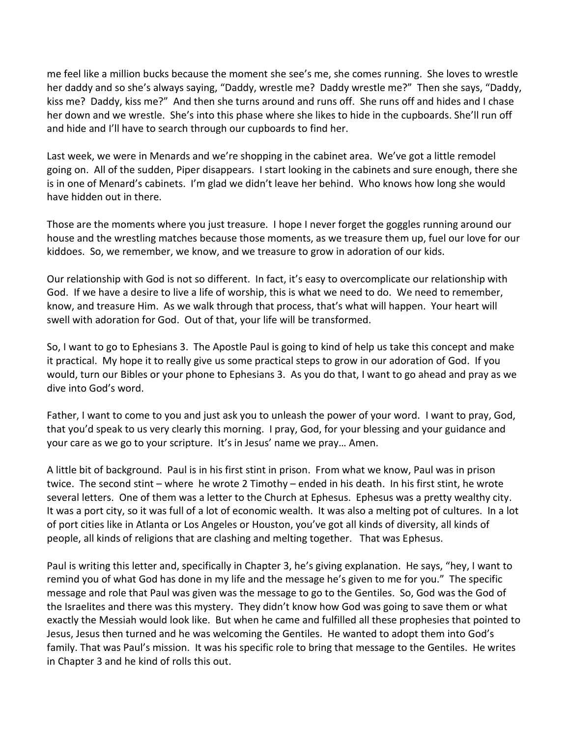me feel like a million bucks because the moment she see's me, she comes running. She loves to wrestle her daddy and so she's always saying, "Daddy, wrestle me? Daddy wrestle me?" Then she says, "Daddy, kiss me? Daddy, kiss me?" And then she turns around and runs off. She runs off and hides and I chase her down and we wrestle. She's into this phase where she likes to hide in the cupboards. She'll run off and hide and I'll have to search through our cupboards to find her.

Last week, we were in Menards and we're shopping in the cabinet area. We've got a little remodel going on. All of the sudden, Piper disappears. I start looking in the cabinets and sure enough, there she is in one of Menard's cabinets. I'm glad we didn't leave her behind. Who knows how long she would have hidden out in there.

Those are the moments where you just treasure. I hope I never forget the goggles running around our house and the wrestling matches because those moments, as we treasure them up, fuel our love for our kiddoes. So, we remember, we know, and we treasure to grow in adoration of our kids.

Our relationship with God is not so different. In fact, it's easy to overcomplicate our relationship with God. If we have a desire to live a life of worship, this is what we need to do. We need to remember, know, and treasure Him. As we walk through that process, that's what will happen. Your heart will swell with adoration for God. Out of that, your life will be transformed.

So, I want to go to Ephesians 3. The Apostle Paul is going to kind of help us take this concept and make it practical. My hope it to really give us some practical steps to grow in our adoration of God. If you would, turn our Bibles or your phone to Ephesians 3. As you do that, I want to go ahead and pray as we dive into God's word.

Father, I want to come to you and just ask you to unleash the power of your word. I want to pray, God, that you'd speak to us very clearly this morning. I pray, God, for your blessing and your guidance and your care as we go to your scripture. It's in Jesus' name we pray… Amen.

A little bit of background. Paul is in his first stint in prison. From what we know, Paul was in prison twice. The second stint – where he wrote 2 Timothy – ended in his death. In his first stint, he wrote several letters. One of them was a letter to the Church at Ephesus. Ephesus was a pretty wealthy city. It was a port city, so it was full of a lot of economic wealth. It was also a melting pot of cultures. In a lot of port cities like in Atlanta or Los Angeles or Houston, you've got all kinds of diversity, all kinds of people, all kinds of religions that are clashing and melting together. That was Ephesus.

Paul is writing this letter and, specifically in Chapter 3, he's giving explanation. He says, "hey, I want to remind you of what God has done in my life and the message he's given to me for you." The specific message and role that Paul was given was the message to go to the Gentiles. So, God was the God of the Israelites and there was this mystery. They didn't know how God was going to save them or what exactly the Messiah would look like. But when he came and fulfilled all these prophesies that pointed to Jesus, Jesus then turned and he was welcoming the Gentiles. He wanted to adopt them into God's family. That was Paul's mission. It was his specific role to bring that message to the Gentiles. He writes in Chapter 3 and he kind of rolls this out.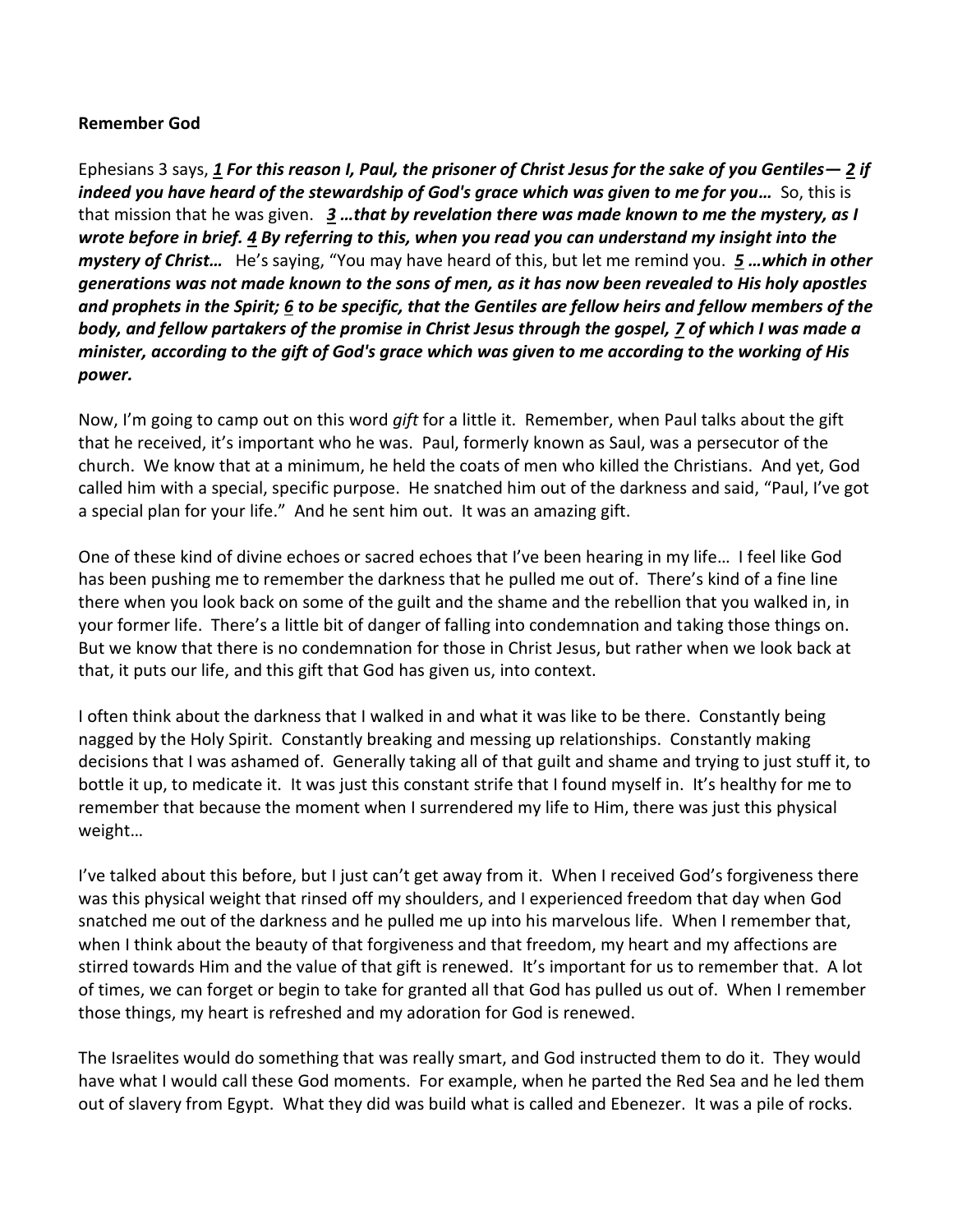**Remember God**

Ephesians 3 says, ***1** **For this reason I, Paul, the prisoner of Christ Jesus for the sake of you Gentiles— 2 if indeed you have heard of the stewardship of God's grace which was given to me for you…*** So, this is that mission that he was given. ***3 …that by revelation there was made known to me the mystery, as I wrote before in brief. 4 By referring to this, when you read you can understand my insight into the mystery of Christ…*** He's saying, "You may have heard of this, but let me remind you. ***5 …which in other generations was not made known to the sons of men, as it has now been revealed to His holy apostles and prophets in the Spirit; 6 to be specific, that the Gentiles are fellow heirs and fellow members of the body, and fellow partakers of the promise in Christ Jesus through the gospel, 7 of which I was made a minister, according to the gift of God's grace which was given to me according to the working of His power.***

Now, I'm going to camp out on this word *gift* for a little it. Remember, when Paul talks about the gift that he received, it's important who he was. Paul, formerly known as Saul, was a persecutor of the church. We know that at a minimum, he held the coats of men who killed the Christians. And yet, God called him with a special, specific purpose. He snatched him out of the darkness and said, "Paul, I've got a special plan for your life." And he sent him out. It was an amazing gift.

One of these kind of divine echoes or sacred echoes that I've been hearing in my life… I feel like God has been pushing me to remember the darkness that he pulled me out of. There's kind of a fine line there when you look back on some of the guilt and the shame and the rebellion that you walked in, in your former life. There's a little bit of danger of falling into condemnation and taking those things on. But we know that there is no condemnation for those in Christ Jesus, but rather when we look back at that, it puts our life, and this gift that God has given us, into context.

I often think about the darkness that I walked in and what it was like to be there. Constantly being nagged by the Holy Spirit. Constantly breaking and messing up relationships. Constantly making decisions that I was ashamed of. Generally taking all of that guilt and shame and trying to just stuff it, to bottle it up, to medicate it. It was just this constant strife that I found myself in. It's healthy for me to remember that because the moment when I surrendered my life to Him, there was just this physical weight…

I've talked about this before, but I just can't get away from it. When I received God's forgiveness there was this physical weight that rinsed off my shoulders, and I experienced freedom that day when God snatched me out of the darkness and he pulled me up into his marvelous life. When I remember that, when I think about the beauty of that forgiveness and that freedom, my heart and my affections are stirred towards Him and the value of that gift is renewed. It's important for us to remember that. A lot of times, we can forget or begin to take for granted all that God has pulled us out of. When I remember those things, my heart is refreshed and my adoration for God is renewed.

The Israelites would do something that was really smart, and God instructed them to do it. They would have what I would call these God moments. For example, when he parted the Red Sea and he led them out of slavery from Egypt. What they did was build what is called and Ebenezer. It was a pile of rocks.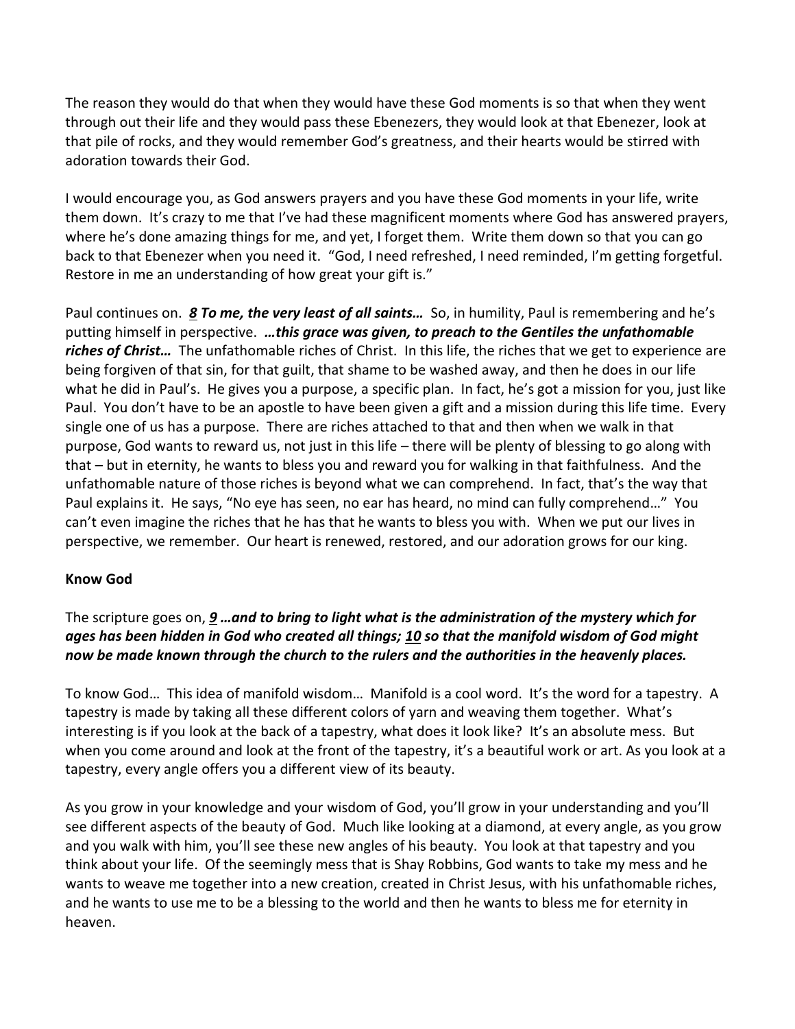The reason they would do that when they would have these God moments is so that when they went through out their life and they would pass these Ebenezers, they would look at that Ebenezer, look at that pile of rocks, and they would remember God's greatness, and their hearts would be stirred with adoration towards their God.

I would encourage you, as God answers prayers and you have these God moments in your life, write them down. It's crazy to me that I've had these magnificent moments where God has answered prayers, where he's done amazing things for me, and yet, I forget them. Write them down so that you can go back to that Ebenezer when you need it. "God, I need refreshed, I need reminded, I'm getting forgetful. Restore in me an understanding of how great your gift is."

Paul continues on. ***8 To me, the very least of all saints…*** So, in humility, Paul is remembering and he's putting himself in perspective. ***…this grace was given, to preach to the Gentiles the unfathomable riches of Christ…*** The unfathomable riches of Christ. In this life, the riches that we get to experience are being forgiven of that sin, for that guilt, that shame to be washed away, and then he does in our life what he did in Paul's. He gives you a purpose, a specific plan. In fact, he's got a mission for you, just like Paul. You don't have to be an apostle to have been given a gift and a mission during this life time. Every single one of us has a purpose. There are riches attached to that and then when we walk in that purpose, God wants to reward us, not just in this life – there will be plenty of blessing to go along with that – but in eternity, he wants to bless you and reward you for walking in that faithfulness. And the unfathomable nature of those riches is beyond what we can comprehend. In fact, that's the way that Paul explains it. He says, "No eye has seen, no ear has heard, no mind can fully comprehend…" You can't even imagine the riches that he has that he wants to bless you with. When we put our lives in perspective, we remember. Our heart is renewed, restored, and our adoration grows for our king.

**Know God**

The scripture goes on, ***9 …and to bring to light what is the administration of the mystery which for ages has been hidden in God who created all things; 10 so that the manifold wisdom of God might now be made known through the church to the rulers and the authorities in the heavenly places.***

To know God… This idea of manifold wisdom… Manifold is a cool word. It's the word for a tapestry. A tapestry is made by taking all these different colors of yarn and weaving them together. What's interesting is if you look at the back of a tapestry, what does it look like? It's an absolute mess. But when you come around and look at the front of the tapestry, it's a beautiful work or art. As you look at a tapestry, every angle offers you a different view of its beauty.

As you grow in your knowledge and your wisdom of God, you'll grow in your understanding and you'll see different aspects of the beauty of God. Much like looking at a diamond, at every angle, as you grow and you walk with him, you'll see these new angles of his beauty. You look at that tapestry and you think about your life. Of the seemingly mess that is Shay Robbins, God wants to take my mess and he wants to weave me together into a new creation, created in Christ Jesus, with his unfathomable riches, and he wants to use me to be a blessing to the world and then he wants to bless me for eternity in heaven.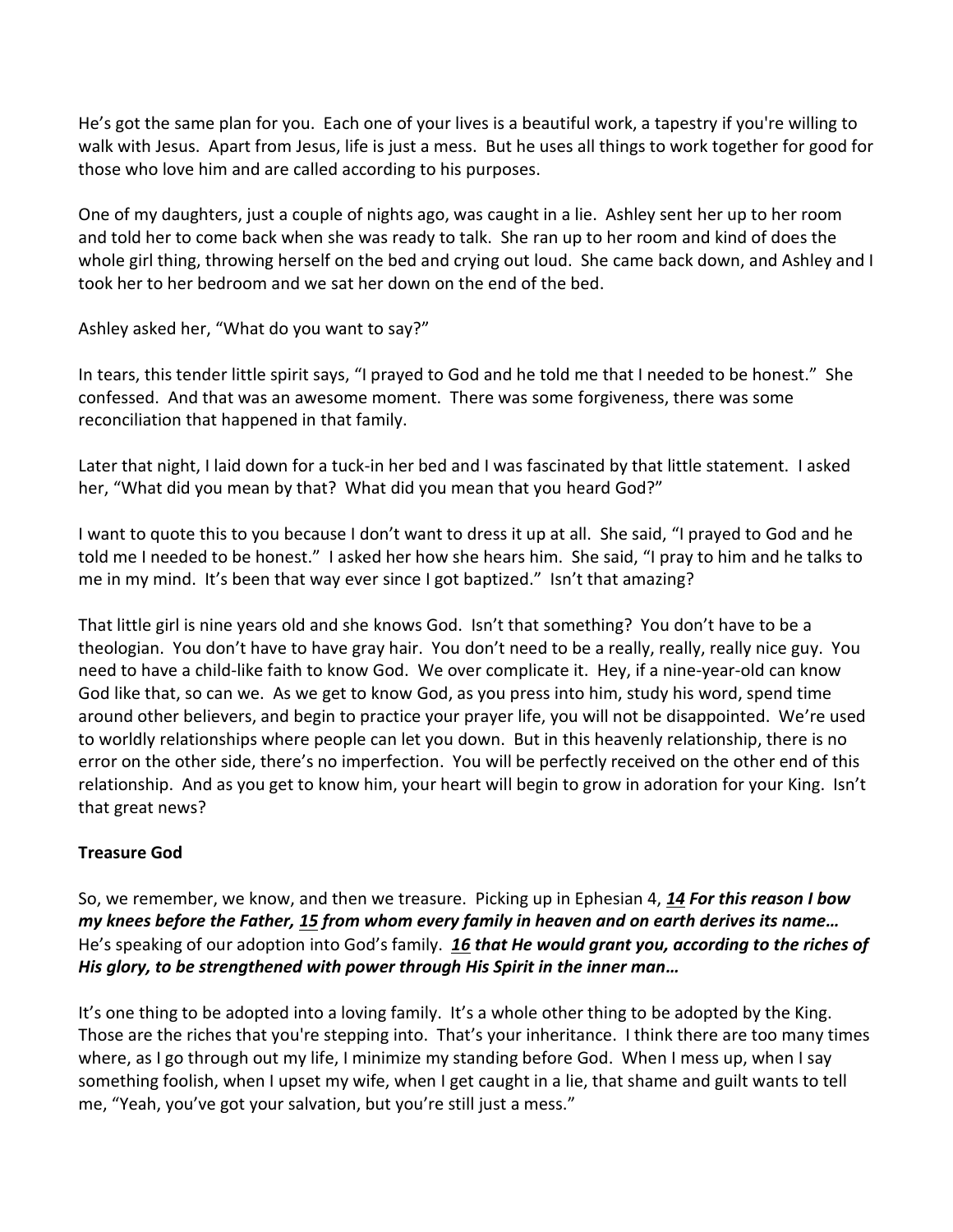He's got the same plan for you. Each one of your lives is a beautiful work, a tapestry if you're willing to walk with Jesus. Apart from Jesus, life is just a mess. But he uses all things to work together for good for those who love him and are called according to his purposes.

One of my daughters, just a couple of nights ago, was caught in a lie. Ashley sent her up to her room and told her to come back when she was ready to talk. She ran up to her room and kind of does the whole girl thing, throwing herself on the bed and crying out loud. She came back down, and Ashley and I took her to her bedroom and we sat her down on the end of the bed.

Ashley asked her, "What do you want to say?"

In tears, this tender little spirit says, "I prayed to God and he told me that I needed to be honest." She confessed. And that was an awesome moment. There was some forgiveness, there was some reconciliation that happened in that family.

Later that night, I laid down for a tuck-in her bed and I was fascinated by that little statement. I asked her, "What did you mean by that? What did you mean that you heard God?"

I want to quote this to you because I don't want to dress it up at all. She said, "I prayed to God and he told me I needed to be honest." I asked her how she hears him. She said, "I pray to him and he talks to me in my mind. It's been that way ever since I got baptized." Isn't that amazing?

That little girl is nine years old and she knows God. Isn't that something? You don't have to be a theologian. You don't have to have gray hair. You don't need to be a really, really, really nice guy. You need to have a child-like faith to know God. We over complicate it. Hey, if a nine-year-old can know God like that, so can we. As we get to know God, as you press into him, study his word, spend time around other believers, and begin to practice your prayer life, you will not be disappointed. We're used to worldly relationships where people can let you down. But in this heavenly relationship, there is no error on the other side, there's no imperfection. You will be perfectly received on the other end of this relationship. And as you get to know him, your heart will begin to grow in adoration for your King. Isn't that great news?

**Treasure God**

So, we remember, we know, and then we treasure. Picking up in Ephesian 4, ***14 For this reason I bow my knees before the Father, 15 from whom every family in heaven and on earth derives its name…*** He's speaking of our adoption into God's family. ***16 that He would grant you, according to the riches of His glory, to be strengthened with power through His Spirit in the inner man…***

It's one thing to be adopted into a loving family. It's a whole other thing to be adopted by the King. Those are the riches that you're stepping into. That's your inheritance. I think there are too many times where, as I go through out my life, I minimize my standing before God. When I mess up, when I say something foolish, when I upset my wife, when I get caught in a lie, that shame and guilt wants to tell me, "Yeah, you've got your salvation, but you're still just a mess."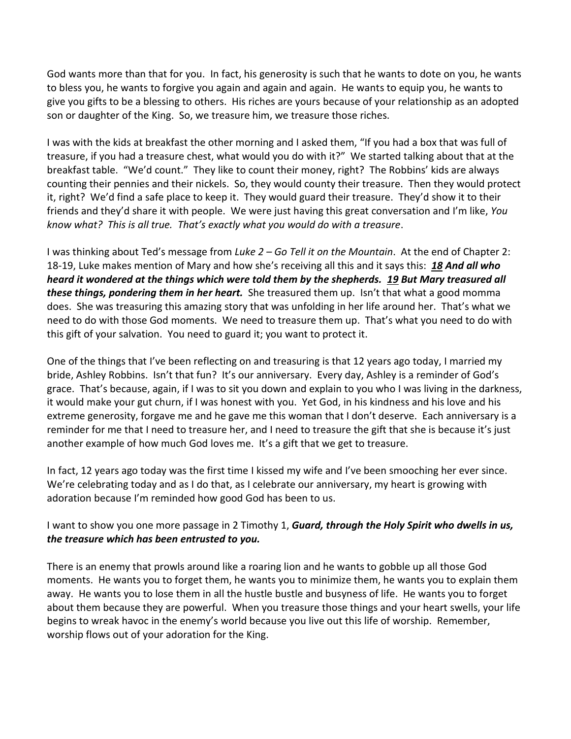God wants more than that for you. In fact, his generosity is such that he wants to dote on you, he wants to bless you, he wants to forgive you again and again and again. He wants to equip you, he wants to give you gifts to be a blessing to others. His riches are yours because of your relationship as an adopted son or daughter of the King. So, we treasure him, we treasure those riches.

I was with the kids at breakfast the other morning and I asked them, "If you had a box that was full of treasure, if you had a treasure chest, what would you do with it?" We started talking about that at the breakfast table. "We'd count." They like to count their money, right? The Robbins' kids are always counting their pennies and their nickels. So, they would county their treasure. Then they would protect it, right? We'd find a safe place to keep it. They would guard their treasure. They'd show it to their friends and they'd share it with people. We were just having this great conversation and I'm like, *You know what? This is all true. That's exactly what you would do with a treasure*.

I was thinking about Ted's message from *Luke 2 – Go Tell it on the Mountain*. At the end of Chapter 2: 18-19, Luke makes mention of Mary and how she's receiving all this and it says this: ***18*** ***And all who heard it wondered at the things which were told them by the shepherds.*** ***19*** ***But Mary treasured all these things, pondering them in her heart.*** She treasured them up. Isn't that what a good momma does. She was treasuring this amazing story that was unfolding in her life around her. That's what we need to do with those God moments. We need to treasure them up. That's what you need to do with this gift of your salvation. You need to guard it; you want to protect it.

One of the things that I've been reflecting on and treasuring is that 12 years ago today, I married my bride, Ashley Robbins. Isn't that fun? It's our anniversary. Every day, Ashley is a reminder of God's grace. That's because, again, if I was to sit you down and explain to you who I was living in the darkness, it would make your gut churn, if I was honest with you. Yet God, in his kindness and his love and his extreme generosity, forgave me and he gave me this woman that I don't deserve. Each anniversary is a reminder for me that I need to treasure her, and I need to treasure the gift that she is because it's just another example of how much God loves me. It's a gift that we get to treasure.

In fact, 12 years ago today was the first time I kissed my wife and I've been smooching her ever since. We're celebrating today and as I do that, as I celebrate our anniversary, my heart is growing with adoration because I'm reminded how good God has been to us.

I want to show you one more passage in 2 Timothy 1, ***Guard, through the Holy Spirit who dwells in us, the treasure which has been entrusted to you.***

There is an enemy that prowls around like a roaring lion and he wants to gobble up all those God moments. He wants you to forget them, he wants you to minimize them, he wants you to explain them away. He wants you to lose them in all the hustle bustle and busyness of life. He wants you to forget about them because they are powerful. When you treasure those things and your heart swells, your life begins to wreak havoc in the enemy's world because you live out this life of worship. Remember, worship flows out of your adoration for the King.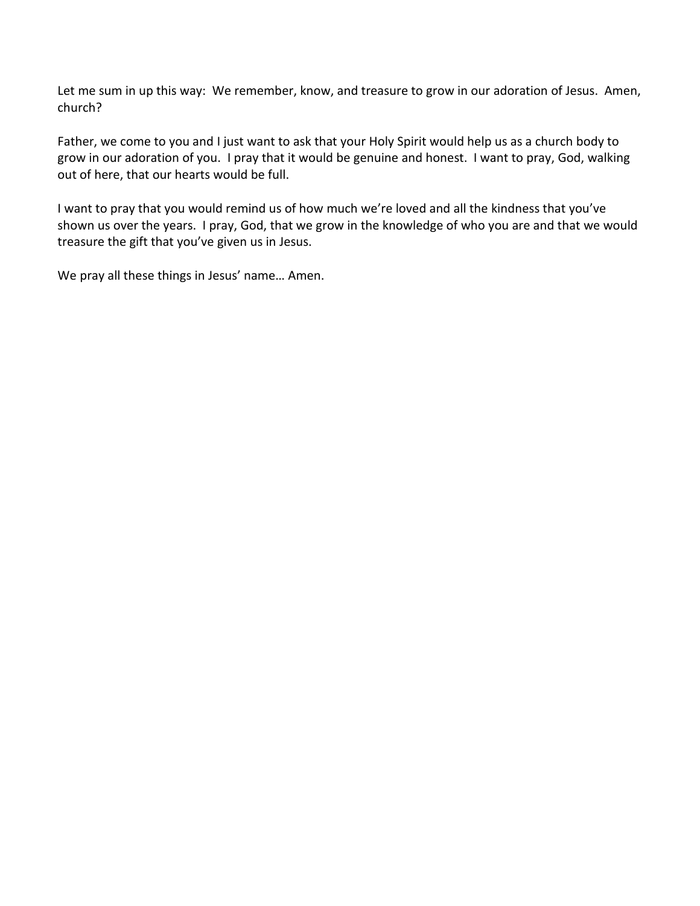Let me sum in up this way: We remember, know, and treasure to grow in our adoration of Jesus. Amen, church?

Father, we come to you and I just want to ask that your Holy Spirit would help us as a church body to grow in our adoration of you. I pray that it would be genuine and honest. I want to pray, God, walking out of here, that our hearts would be full.

I want to pray that you would remind us of how much we're loved and all the kindness that you've shown us over the years. I pray, God, that we grow in the knowledge of who you are and that we would treasure the gift that you've given us in Jesus.

We pray all these things in Jesus' name… Amen.